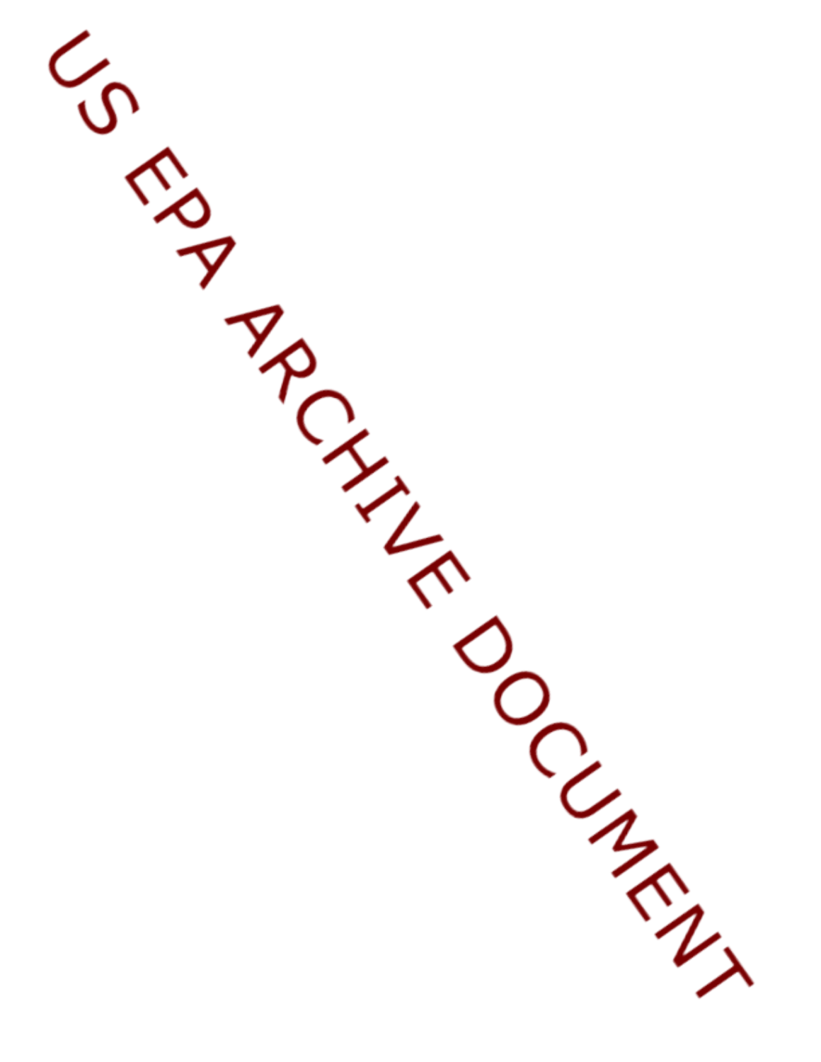US EPA ARCHIVE DOCUMENT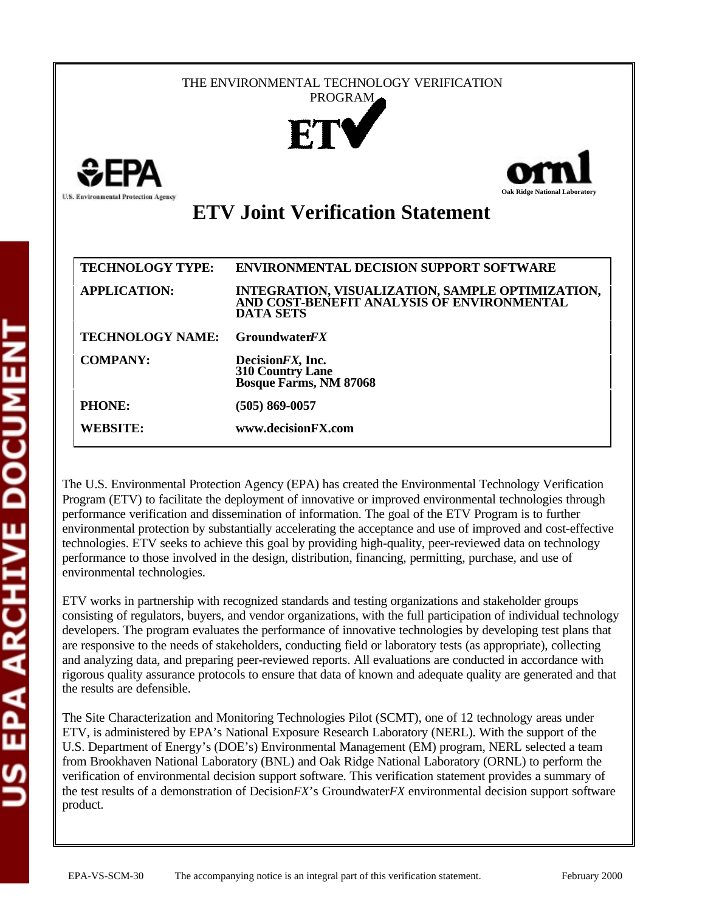THE ENVIRONMENTAL TECHNOLOGY VERIFICATION PROGRAM

ETV

U.S. Environmental Protection Agency

Oak Ridge National Laboratory

# ETV Joint Verification Statement

| | |
|---|---|
| **TECHNOLOGY TYPE:** | **ENVIRONMENTAL DECISION SUPPORT SOFTWARE** |
| **APPLICATION:** | **INTEGRATION, VISUALIZATION, SAMPLE OPTIMIZATION, AND COST-BENEFIT ANALYSIS OF ENVIRONMENTAL DATA SETS** |
| **TECHNOLOGY NAME:** | **Groundwater*FX*** |
| **COMPANY:** | **Decision*FX*, Inc.**<br>**310 Country Lane**<br>**Bosque Farms, NM 87068** |
| **PHONE:** | **(505) 869-0057** |
| **WEBSITE:** | **www.decisionFX.com** |

The U.S. Environmental Protection Agency (EPA) has created the Environmental Technology Verification Program (ETV) to facilitate the deployment of innovative or improved environmental technologies through performance verification and dissemination of information. The goal of the ETV Program is to further environmental protection by substantially accelerating the acceptance and use of improved and cost-effective technologies. ETV seeks to achieve this goal by providing high-quality, peer-reviewed data on technology performance to those involved in the design, distribution, financing, permitting, purchase, and use of environmental technologies.

ETV works in partnership with recognized standards and testing organizations and stakeholder groups consisting of regulators, buyers, and vendor organizations, with the full participation of individual technology developers. The program evaluates the performance of innovative technologies by developing test plans that are responsive to the needs of stakeholders, conducting field or laboratory tests (as appropriate), collecting and analyzing data, and preparing peer-reviewed reports. All evaluations are conducted in accordance with rigorous quality assurance protocols to ensure that data of known and adequate quality are generated and that the results are defensible.

The Site Characterization and Monitoring Technologies Pilot (SCMT), one of 12 technology areas under ETV, is administered by EPA's National Exposure Research Laboratory (NERL). With the support of the U.S. Department of Energy's (DOE's) Environmental Management (EM) program, NERL selected a team from Brookhaven National Laboratory (BNL) and Oak Ridge National Laboratory (ORNL) to perform the verification of environmental decision support software. This verification statement provides a summary of the test results of a demonstration of Decision*FX*'s Groundwater*FX* environmental decision support software product.

EPA-VS-SCM-30 The accompanying notice is an integral part of this verification statement. February 2000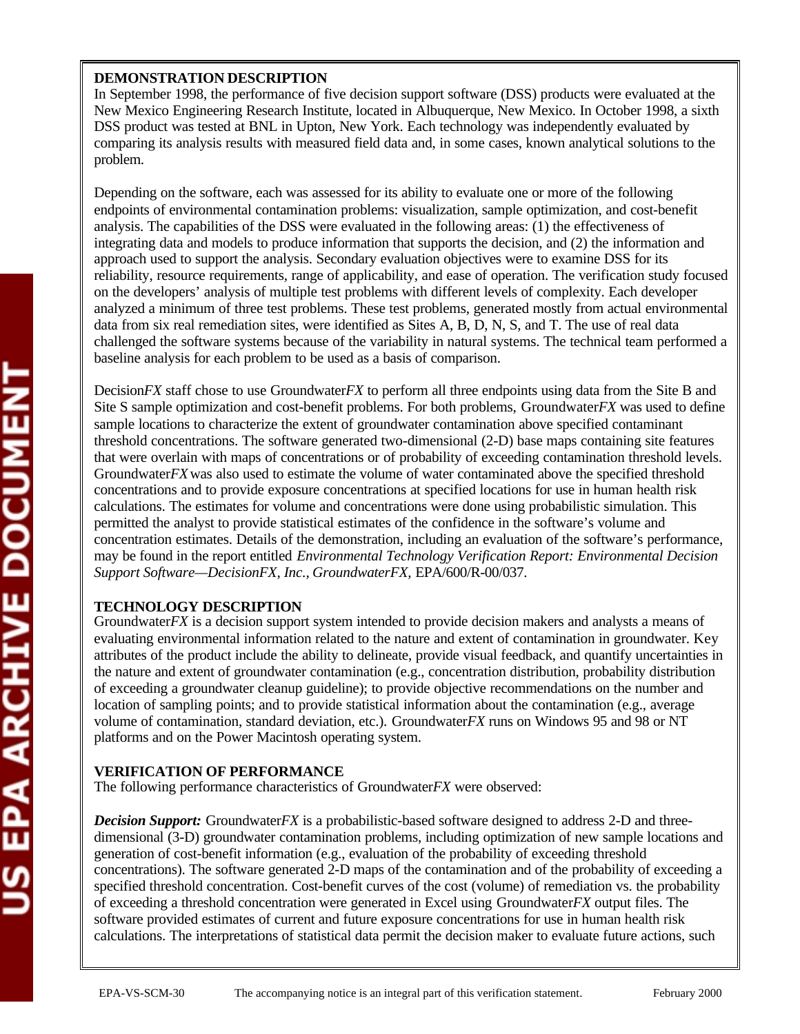**DEMONSTRATION DESCRIPTION**

In September 1998, the performance of five decision support software (DSS) products were evaluated at the New Mexico Engineering Research Institute, located in Albuquerque, New Mexico. In October 1998, a sixth DSS product was tested at BNL in Upton, New York. Each technology was independently evaluated by comparing its analysis results with measured field data and, in some cases, known analytical solutions to the problem.

Depending on the software, each was assessed for its ability to evaluate one or more of the following endpoints of environmental contamination problems: visualization, sample optimization, and cost-benefit analysis. The capabilities of the DSS were evaluated in the following areas: (1) the effectiveness of integrating data and models to produce information that supports the decision, and (2) the information and approach used to support the analysis. Secondary evaluation objectives were to examine DSS for its reliability, resource requirements, range of applicability, and ease of operation. The verification study focused on the developers' analysis of multiple test problems with different levels of complexity. Each developer analyzed a minimum of three test problems. These test problems, generated mostly from actual environmental data from six real remediation sites, were identified as Sites A, B, D, N, S, and T. The use of real data challenged the software systems because of the variability in natural systems. The technical team performed a baseline analysis for each problem to be used as a basis of comparison.

Decision*FX* staff chose to use Groundwater*FX* to perform all three endpoints using data from the Site B and Site S sample optimization and cost-benefit problems. For both problems, Groundwater*FX* was used to define sample locations to characterize the extent of groundwater contamination above specified contaminant threshold concentrations. The software generated two-dimensional (2-D) base maps containing site features that were overlain with maps of concentrations or of probability of exceeding contamination threshold levels. Groundwater*FX* was also used to estimate the volume of water contaminated above the specified threshold concentrations and to provide exposure concentrations at specified locations for use in human health risk calculations. The estimates for volume and concentrations were done using probabilistic simulation. This permitted the analyst to provide statistical estimates of the confidence in the software's volume and concentration estimates. Details of the demonstration, including an evaluation of the software's performance, may be found in the report entitled *Environmental Technology Verification Report: Environmental Decision Support Software—DecisionFX, Inc., GroundwaterFX,* EPA/600/R-00/037.

**TECHNOLOGY DESCRIPTION**

Groundwater*FX* is a decision support system intended to provide decision makers and analysts a means of evaluating environmental information related to the nature and extent of contamination in groundwater. Key attributes of the product include the ability to delineate, provide visual feedback, and quantify uncertainties in the nature and extent of groundwater contamination (e.g., concentration distribution, probability distribution of exceeding a groundwater cleanup guideline); to provide objective recommendations on the number and location of sampling points; and to provide statistical information about the contamination (e.g., average volume of contamination, standard deviation, etc.). Groundwater*FX* runs on Windows 95 and 98 or NT platforms and on the Power Macintosh operating system.

**VERIFICATION OF PERFORMANCE**

The following performance characteristics of Groundwater*FX* were observed:

***Decision Support:*** Groundwater*FX* is a probabilistic-based software designed to address 2-D and three-dimensional (3-D) groundwater contamination problems, including optimization of new sample locations and generation of cost-benefit information (e.g., evaluation of the probability of exceeding threshold concentrations). The software generated 2-D maps of the contamination and of the probability of exceeding a specified threshold concentration. Cost-benefit curves of the cost (volume) of remediation vs. the probability of exceeding a threshold concentration were generated in Excel using Groundwater*FX* output files. The software provided estimates of current and future exposure concentrations for use in human health risk calculations. The interpretations of statistical data permit the decision maker to evaluate future actions, such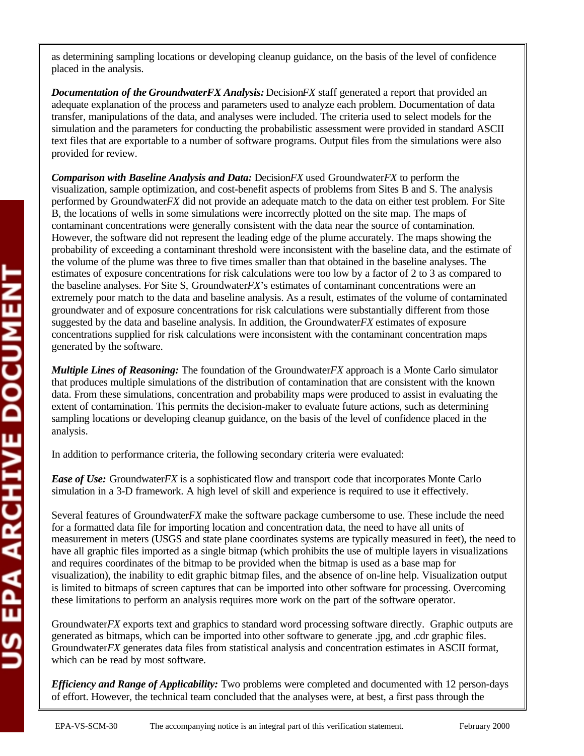as determining sampling locations or developing cleanup guidance, on the basis of the level of confidence placed in the analysis.

***Documentation of the GroundwaterFX Analysis:*** Decision*FX* staff generated a report that provided an adequate explanation of the process and parameters used to analyze each problem. Documentation of data transfer, manipulations of the data, and analyses were included. The criteria used to select models for the simulation and the parameters for conducting the probabilistic assessment were provided in standard ASCII text files that are exportable to a number of software programs. Output files from the simulations were also provided for review.

***Comparison with Baseline Analysis and Data:*** Decision*FX* used Groundwater*FX* to perform the visualization, sample optimization, and cost-benefit aspects of problems from Sites B and S. The analysis performed by Groundwater*FX* did not provide an adequate match to the data on either test problem. For Site B, the locations of wells in some simulations were incorrectly plotted on the site map. The maps of contaminant concentrations were generally consistent with the data near the source of contamination. However, the software did not represent the leading edge of the plume accurately. The maps showing the probability of exceeding a contaminant threshold were inconsistent with the baseline data, and the estimate of the volume of the plume was three to five times smaller than that obtained in the baseline analyses. The estimates of exposure concentrations for risk calculations were too low by a factor of 2 to 3 as compared to the baseline analyses. For Site S, Groundwater*FX*'s estimates of contaminant concentrations were an extremely poor match to the data and baseline analysis. As a result, estimates of the volume of contaminated groundwater and of exposure concentrations for risk calculations were substantially different from those suggested by the data and baseline analysis. In addition, the Groundwater*FX* estimates of exposure concentrations supplied for risk calculations were inconsistent with the contaminant concentration maps generated by the software.

***Multiple Lines of Reasoning:*** The foundation of the Groundwater*FX* approach is a Monte Carlo simulator that produces multiple simulations of the distribution of contamination that are consistent with the known data. From these simulations, concentration and probability maps were produced to assist in evaluating the extent of contamination. This permits the decision-maker to evaluate future actions, such as determining sampling locations or developing cleanup guidance, on the basis of the level of confidence placed in the analysis.

In addition to performance criteria, the following secondary criteria were evaluated:

***Ease of Use:*** Groundwater*FX* is a sophisticated flow and transport code that incorporates Monte Carlo simulation in a 3-D framework. A high level of skill and experience is required to use it effectively.

Several features of Groundwater*FX* make the software package cumbersome to use. These include the need for a formatted data file for importing location and concentration data, the need to have all units of measurement in meters (USGS and state plane coordinates systems are typically measured in feet), the need to have all graphic files imported as a single bitmap (which prohibits the use of multiple layers in visualizations and requires coordinates of the bitmap to be provided when the bitmap is used as a base map for visualization), the inability to edit graphic bitmap files, and the absence of on-line help. Visualization output is limited to bitmaps of screen captures that can be imported into other software for processing. Overcoming these limitations to perform an analysis requires more work on the part of the software operator.

Groundwater*FX* exports text and graphics to standard word processing software directly. Graphic outputs are generated as bitmaps, which can be imported into other software to generate .jpg, and .cdr graphic files. Groundwater*FX* generates data files from statistical analysis and concentration estimates in ASCII format, which can be read by most software.

***Efficiency and Range of Applicability:*** Two problems were completed and documented with 12 person-days of effort. However, the technical team concluded that the analyses were, at best, a first pass through the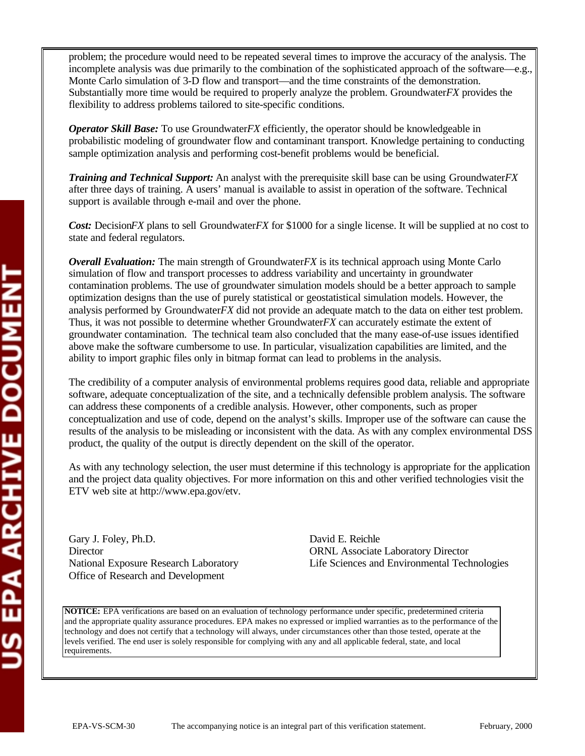problem; the procedure would need to be repeated several times to improve the accuracy of the analysis. The incomplete analysis was due primarily to the combination of the sophisticated approach of the software—e.g., Monte Carlo simulation of 3-D flow and transport—and the time constraints of the demonstration. Substantially more time would be required to properly analyze the problem. Groundwater*FX* provides the flexibility to address problems tailored to site-specific conditions.

***Operator Skill Base:*** To use Groundwater*FX* efficiently, the operator should be knowledgeable in probabilistic modeling of groundwater flow and contaminant transport. Knowledge pertaining to conducting sample optimization analysis and performing cost-benefit problems would be beneficial.

***Training and Technical Support:*** An analyst with the prerequisite skill base can be using Groundwater*FX* after three days of training. A users' manual is available to assist in operation of the software. Technical support is available through e-mail and over the phone.

***Cost:*** Decision*FX* plans to sell Groundwater*FX* for $1000 for a single license. It will be supplied at no cost to state and federal regulators.

***Overall Evaluation:*** The main strength of Groundwater*FX* is its technical approach using Monte Carlo simulation of flow and transport processes to address variability and uncertainty in groundwater contamination problems. The use of groundwater simulation models should be a better approach to sample optimization designs than the use of purely statistical or geostatistical simulation models. However, the analysis performed by Groundwater*FX* did not provide an adequate match to the data on either test problem. Thus, it was not possible to determine whether Groundwater*FX* can accurately estimate the extent of groundwater contamination. The technical team also concluded that the many ease-of-use issues identified above make the software cumbersome to use. In particular, visualization capabilities are limited, and the ability to import graphic files only in bitmap format can lead to problems in the analysis.

The credibility of a computer analysis of environmental problems requires good data, reliable and appropriate software, adequate conceptualization of the site, and a technically defensible problem analysis. The software can address these components of a credible analysis. However, other components, such as proper conceptualization and use of code, depend on the analyst's skills. Improper use of the software can cause the results of the analysis to be misleading or inconsistent with the data. As with any complex environmental DSS product, the quality of the output is directly dependent on the skill of the operator.

As with any technology selection, the user must determine if this technology is appropriate for the application and the project data quality objectives. For more information on this and other verified technologies visit the ETV web site at http://www.epa.gov/etv.

Gary J. Foley, Ph.D.
Director
National Exposure Research Laboratory
Office of Research and Development

David E. Reichle
ORNL Associate Laboratory Director
Life Sciences and Environmental Technologies

**NOTICE:** EPA verifications are based on an evaluation of technology performance under specific, predetermined criteria and the appropriate quality assurance procedures. EPA makes no expressed or implied warranties as to the performance of the technology and does not certify that a technology will always, under circumstances other than those tested, operate at the levels verified. The end user is solely responsible for complying with any and all applicable federal, state, and local requirements.